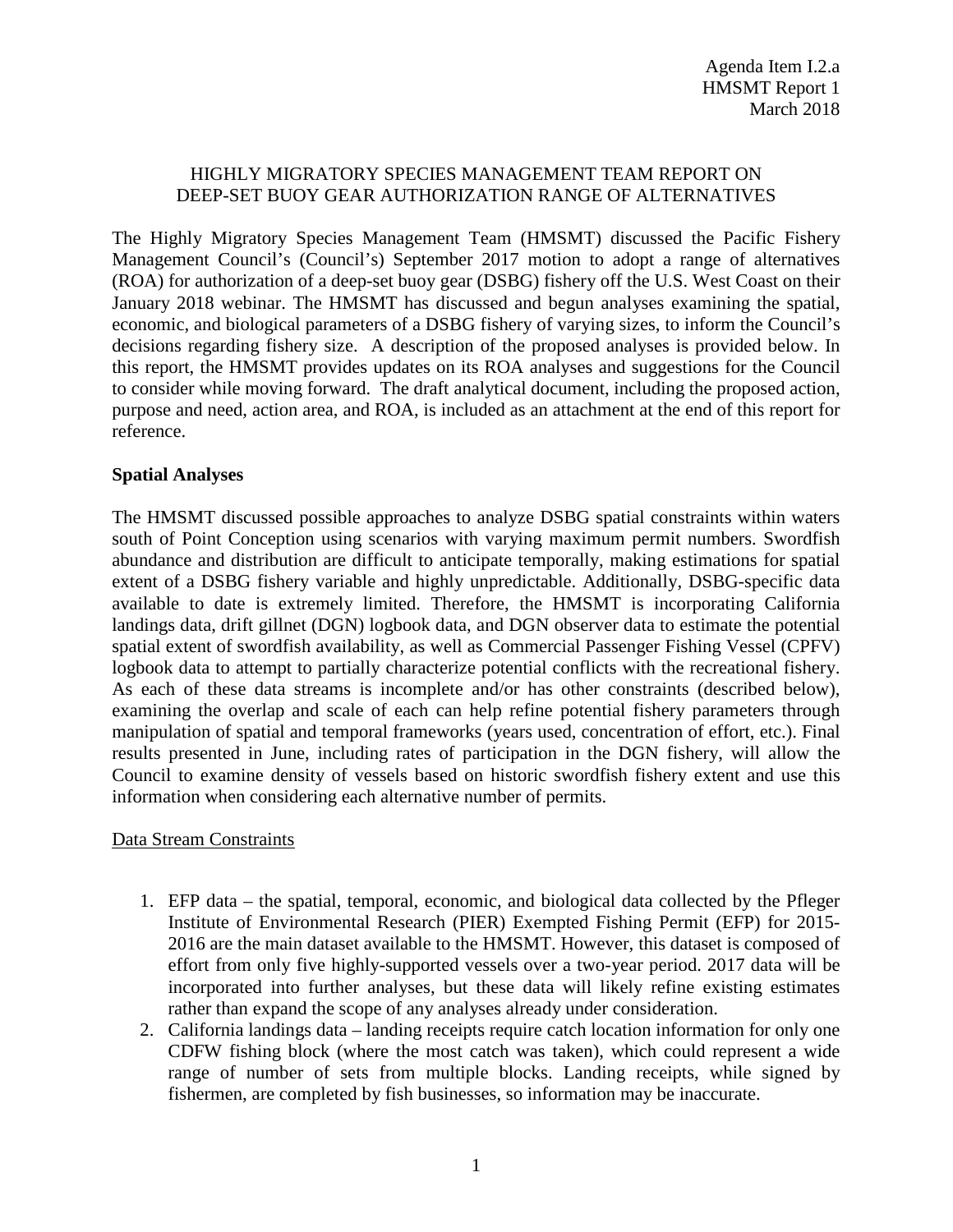Agenda Item I.2.a
HMSMT Report 1
March 2018

# HIGHLY MIGRATORY SPECIES MANAGEMENT TEAM REPORT ON DEEP-SET BUOY GEAR AUTHORIZATION RANGE OF ALTERNATIVES

The Highly Migratory Species Management Team (HMSMT) discussed the Pacific Fishery Management Council's (Council's) September 2017 motion to adopt a range of alternatives (ROA) for authorization of a deep-set buoy gear (DSBG) fishery off the U.S. West Coast on their January 2018 webinar. The HMSMT has discussed and begun analyses examining the spatial, economic, and biological parameters of a DSBG fishery of varying sizes, to inform the Council's decisions regarding fishery size. A description of the proposed analyses is provided below. In this report, the HMSMT provides updates on its ROA analyses and suggestions for the Council to consider while moving forward. The draft analytical document, including the proposed action, purpose and need, action area, and ROA, is included as an attachment at the end of this report for reference.

## Spatial Analyses

The HMSMT discussed possible approaches to analyze DSBG spatial constraints within waters south of Point Conception using scenarios with varying maximum permit numbers. Swordfish abundance and distribution are difficult to anticipate temporally, making estimations for spatial extent of a DSBG fishery variable and highly unpredictable. Additionally, DSBG-specific data available to date is extremely limited. Therefore, the HMSMT is incorporating California landings data, drift gillnet (DGN) logbook data, and DGN observer data to estimate the potential spatial extent of swordfish availability, as well as Commercial Passenger Fishing Vessel (CPFV) logbook data to attempt to partially characterize potential conflicts with the recreational fishery. As each of these data streams is incomplete and/or has other constraints (described below), examining the overlap and scale of each can help refine potential fishery parameters through manipulation of spatial and temporal frameworks (years used, concentration of effort, etc.). Final results presented in June, including rates of participation in the DGN fishery, will allow the Council to examine density of vessels based on historic swordfish fishery extent and use this information when considering each alternative number of permits.

### Data Stream Constraints

1. EFP data – the spatial, temporal, economic, and biological data collected by the Pfleger Institute of Environmental Research (PIER) Exempted Fishing Permit (EFP) for 2015-2016 are the main dataset available to the HMSMT. However, this dataset is composed of effort from only five highly-supported vessels over a two-year period. 2017 data will be incorporated into further analyses, but these data will likely refine existing estimates rather than expand the scope of any analyses already under consideration.
2. California landings data – landing receipts require catch location information for only one CDFW fishing block (where the most catch was taken), which could represent a wide range of number of sets from multiple blocks. Landing receipts, while signed by fishermen, are completed by fish businesses, so information may be inaccurate.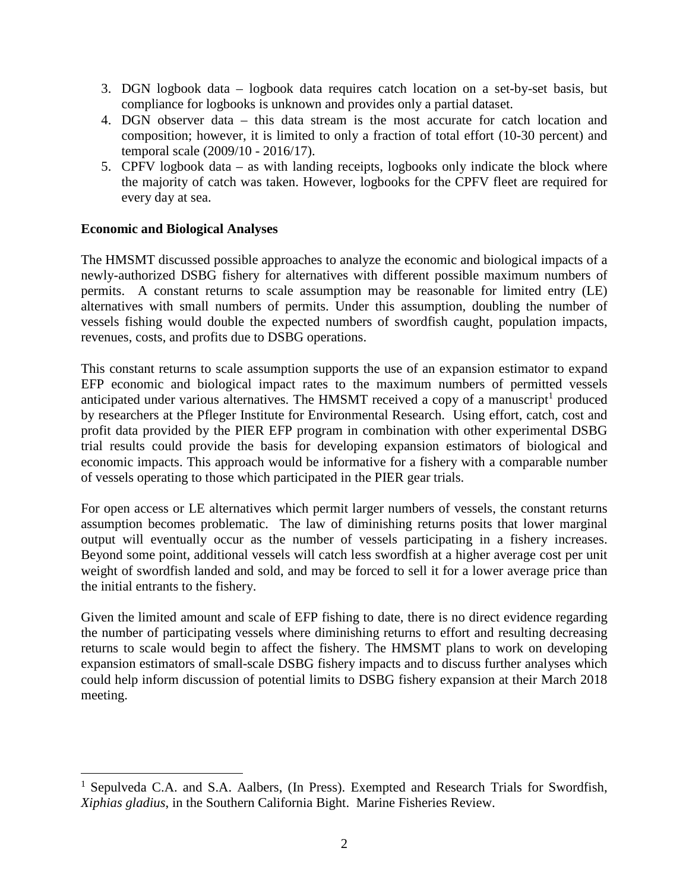3. DGN logbook data – logbook data requires catch location on a set-by-set basis, but compliance for logbooks is unknown and provides only a partial dataset.
4. DGN observer data – this data stream is the most accurate for catch location and composition; however, it is limited to only a fraction of total effort (10-30 percent) and temporal scale (2009/10 - 2016/17).
5. CPFV logbook data – as with landing receipts, logbooks only indicate the block where the majority of catch was taken. However, logbooks for the CPFV fleet are required for every day at sea.

**Economic and Biological Analyses**

The HMSMT discussed possible approaches to analyze the economic and biological impacts of a newly-authorized DSBG fishery for alternatives with different possible maximum numbers of permits. A constant returns to scale assumption may be reasonable for limited entry (LE) alternatives with small numbers of permits. Under this assumption, doubling the number of vessels fishing would double the expected numbers of swordfish caught, population impacts, revenues, costs, and profits due to DSBG operations.

This constant returns to scale assumption supports the use of an expansion estimator to expand EFP economic and biological impact rates to the maximum numbers of permitted vessels anticipated under various alternatives. The HMSMT received a copy of a manuscript[1] produced by researchers at the Pfleger Institute for Environmental Research. Using effort, catch, cost and profit data provided by the PIER EFP program in combination with other experimental DSBG trial results could provide the basis for developing expansion estimators of biological and economic impacts. This approach would be informative for a fishery with a comparable number of vessels operating to those which participated in the PIER gear trials.

For open access or LE alternatives which permit larger numbers of vessels, the constant returns assumption becomes problematic. The law of diminishing returns posits that lower marginal output will eventually occur as the number of vessels participating in a fishery increases. Beyond some point, additional vessels will catch less swordfish at a higher average cost per unit weight of swordfish landed and sold, and may be forced to sell it for a lower average price than the initial entrants to the fishery.

Given the limited amount and scale of EFP fishing to date, there is no direct evidence regarding the number of participating vessels where diminishing returns to effort and resulting decreasing returns to scale would begin to affect the fishery. The HMSMT plans to work on developing expansion estimators of small-scale DSBG fishery impacts and to discuss further analyses which could help inform discussion of potential limits to DSBG fishery expansion at their March 2018 meeting.

---

[1] Sepulveda C.A. and S.A. Aalbers, (In Press). Exempted and Research Trials for Swordfish, *Xiphias gladius*, in the Southern California Bight. Marine Fisheries Review.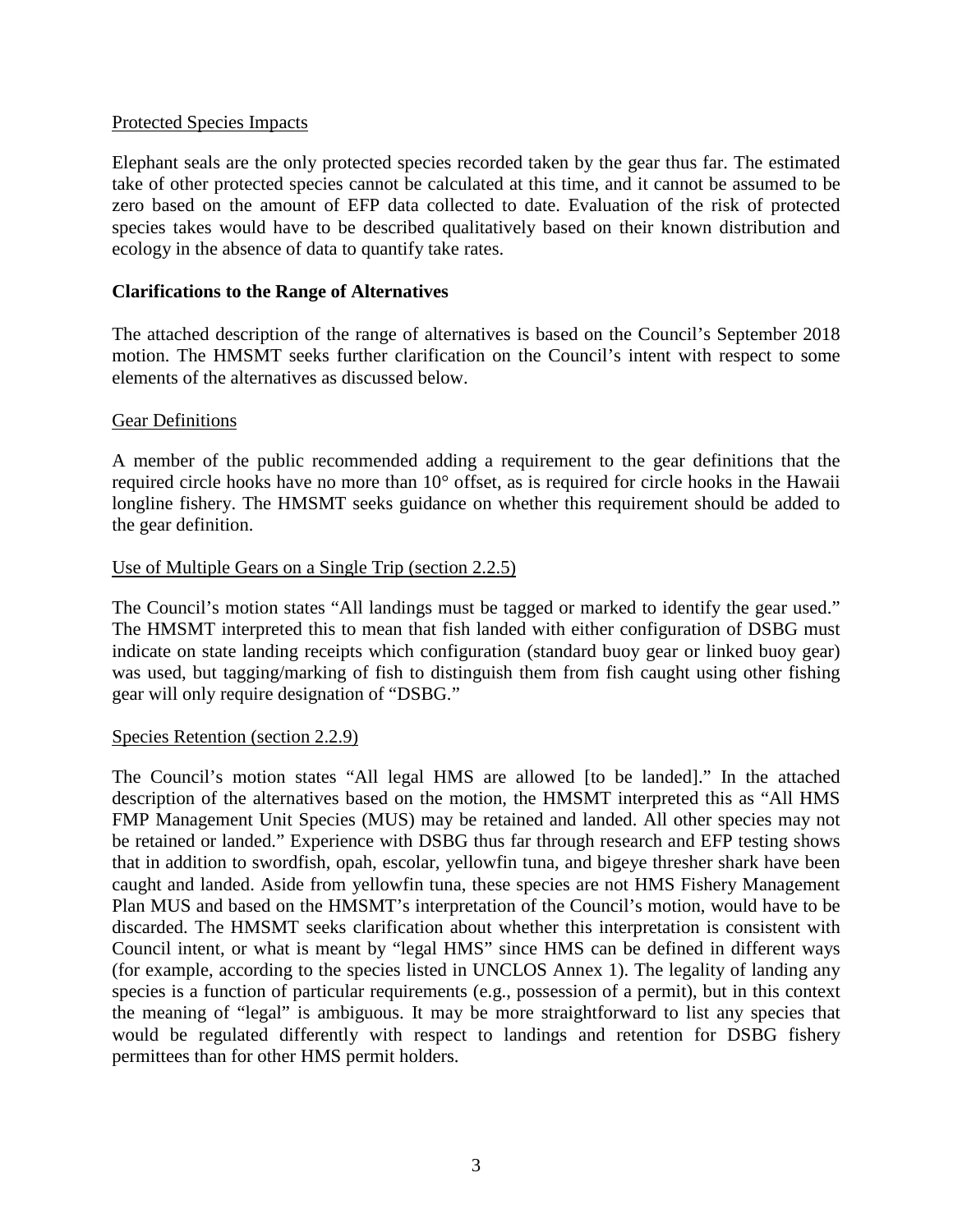### Protected Species Impacts

Elephant seals are the only protected species recorded taken by the gear thus far. The estimated take of other protected species cannot be calculated at this time, and it cannot be assumed to be zero based on the amount of EFP data collected to date. Evaluation of the risk of protected species takes would have to be described qualitatively based on their known distribution and ecology in the absence of data to quantify take rates.

## Clarifications to the Range of Alternatives

The attached description of the range of alternatives is based on the Council's September 2018 motion. The HMSMT seeks further clarification on the Council's intent with respect to some elements of the alternatives as discussed below.

### Gear Definitions

A member of the public recommended adding a requirement to the gear definitions that the required circle hooks have no more than 10° offset, as is required for circle hooks in the Hawaii longline fishery. The HMSMT seeks guidance on whether this requirement should be added to the gear definition.

### Use of Multiple Gears on a Single Trip (section 2.2.5)

The Council's motion states "All landings must be tagged or marked to identify the gear used." The HMSMT interpreted this to mean that fish landed with either configuration of DSBG must indicate on state landing receipts which configuration (standard buoy gear or linked buoy gear) was used, but tagging/marking of fish to distinguish them from fish caught using other fishing gear will only require designation of "DSBG."

### Species Retention (section 2.2.9)

The Council's motion states "All legal HMS are allowed [to be landed]." In the attached description of the alternatives based on the motion, the HMSMT interpreted this as "All HMS FMP Management Unit Species (MUS) may be retained and landed. All other species may not be retained or landed." Experience with DSBG thus far through research and EFP testing shows that in addition to swordfish, opah, escolar, yellowfin tuna, and bigeye thresher shark have been caught and landed. Aside from yellowfin tuna, these species are not HMS Fishery Management Plan MUS and based on the HMSMT's interpretation of the Council's motion, would have to be discarded. The HMSMT seeks clarification about whether this interpretation is consistent with Council intent, or what is meant by "legal HMS" since HMS can be defined in different ways (for example, according to the species listed in UNCLOS Annex 1). The legality of landing any species is a function of particular requirements (e.g., possession of a permit), but in this context the meaning of "legal" is ambiguous. It may be more straightforward to list any species that would be regulated differently with respect to landings and retention for DSBG fishery permittees than for other HMS permit holders.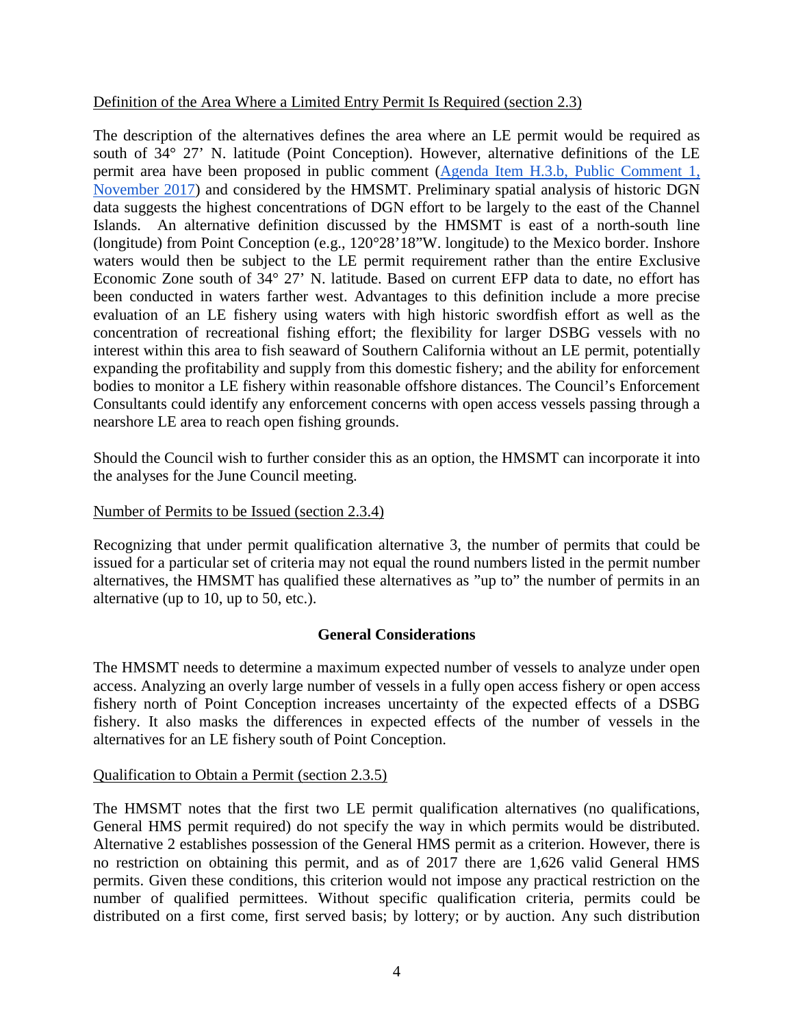Definition of the Area Where a Limited Entry Permit Is Required (section 2.3)

The description of the alternatives defines the area where an LE permit would be required as south of 34° 27' N. latitude (Point Conception). However, alternative definitions of the LE permit area have been proposed in public comment (Agenda Item H.3.b, Public Comment 1, November 2017) and considered by the HMSMT. Preliminary spatial analysis of historic DGN data suggests the highest concentrations of DGN effort to be largely to the east of the Channel Islands. An alternative definition discussed by the HMSMT is east of a north-south line (longitude) from Point Conception (e.g., 120°28'18"W. longitude) to the Mexico border. Inshore waters would then be subject to the LE permit requirement rather than the entire Exclusive Economic Zone south of 34° 27' N. latitude. Based on current EFP data to date, no effort has been conducted in waters farther west. Advantages to this definition include a more precise evaluation of an LE fishery using waters with high historic swordfish effort as well as the concentration of recreational fishing effort; the flexibility for larger DSBG vessels with no interest within this area to fish seaward of Southern California without an LE permit, potentially expanding the profitability and supply from this domestic fishery; and the ability for enforcement bodies to monitor a LE fishery within reasonable offshore distances. The Council's Enforcement Consultants could identify any enforcement concerns with open access vessels passing through a nearshore LE area to reach open fishing grounds.

Should the Council wish to further consider this as an option, the HMSMT can incorporate it into the analyses for the June Council meeting.

Number of Permits to be Issued (section 2.3.4)

Recognizing that under permit qualification alternative 3, the number of permits that could be issued for a particular set of criteria may not equal the round numbers listed in the permit number alternatives, the HMSMT has qualified these alternatives as "up to" the number of permits in an alternative (up to 10, up to 50, etc.).

## General Considerations

The HMSMT needs to determine a maximum expected number of vessels to analyze under open access. Analyzing an overly large number of vessels in a fully open access fishery or open access fishery north of Point Conception increases uncertainty of the expected effects of a DSBG fishery. It also masks the differences in expected effects of the number of vessels in the alternatives for an LE fishery south of Point Conception.

Qualification to Obtain a Permit (section 2.3.5)

The HMSMT notes that the first two LE permit qualification alternatives (no qualifications, General HMS permit required) do not specify the way in which permits would be distributed. Alternative 2 establishes possession of the General HMS permit as a criterion. However, there is no restriction on obtaining this permit, and as of 2017 there are 1,626 valid General HMS permits. Given these conditions, this criterion would not impose any practical restriction on the number of qualified permittees. Without specific qualification criteria, permits could be distributed on a first come, first served basis; by lottery; or by auction. Any such distribution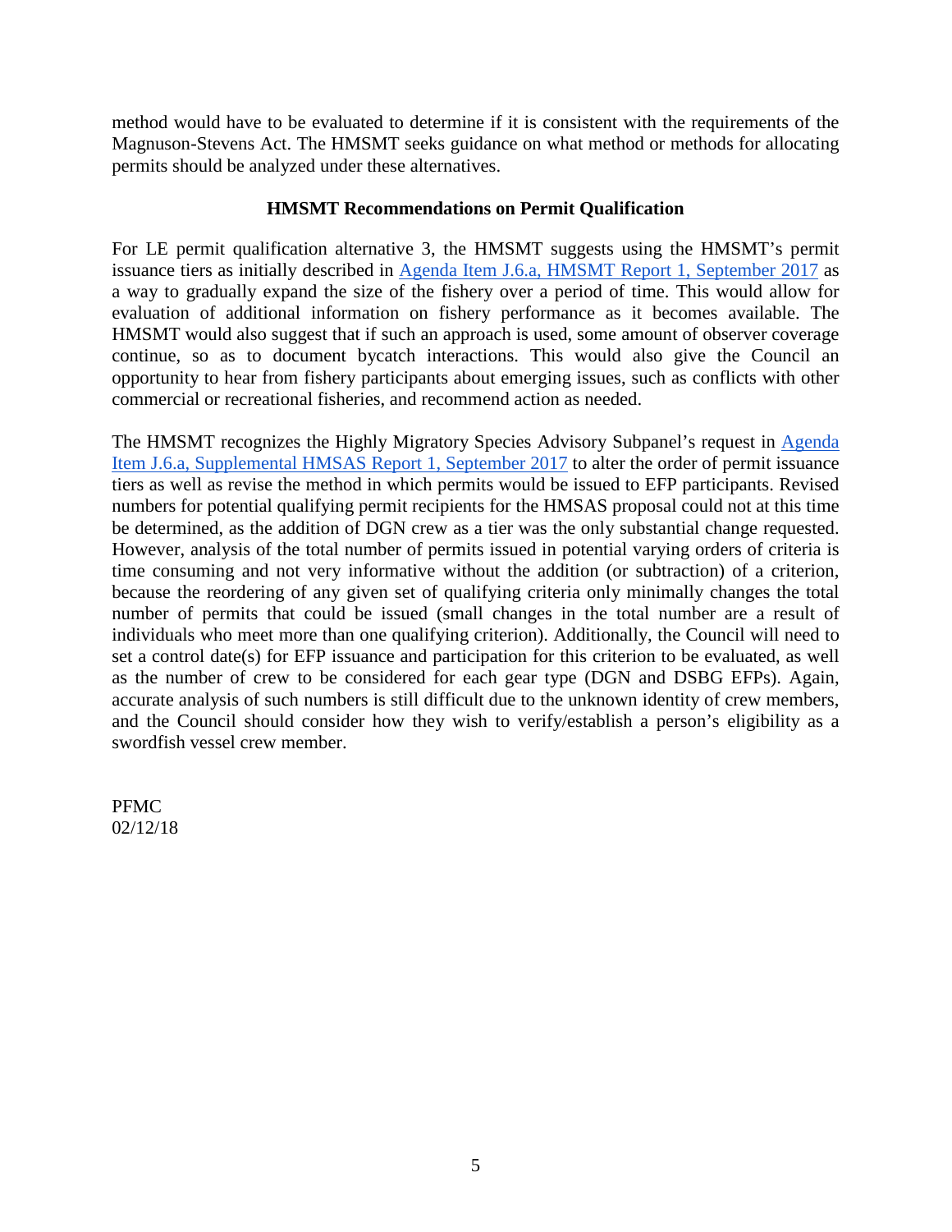method would have to be evaluated to determine if it is consistent with the requirements of the Magnuson-Stevens Act. The HMSMT seeks guidance on what method or methods for allocating permits should be analyzed under these alternatives.

### HMSMT Recommendations on Permit Qualification

For LE permit qualification alternative 3, the HMSMT suggests using the HMSMT's permit issuance tiers as initially described in Agenda Item J.6.a, HMSMT Report 1, September 2017 as a way to gradually expand the size of the fishery over a period of time. This would allow for evaluation of additional information on fishery performance as it becomes available. The HMSMT would also suggest that if such an approach is used, some amount of observer coverage continue, so as to document bycatch interactions. This would also give the Council an opportunity to hear from fishery participants about emerging issues, such as conflicts with other commercial or recreational fisheries, and recommend action as needed.

The HMSMT recognizes the Highly Migratory Species Advisory Subpanel's request in Agenda Item J.6.a, Supplemental HMSAS Report 1, September 2017 to alter the order of permit issuance tiers as well as revise the method in which permits would be issued to EFP participants. Revised numbers for potential qualifying permit recipients for the HMSAS proposal could not at this time be determined, as the addition of DGN crew as a tier was the only substantial change requested. However, analysis of the total number of permits issued in potential varying orders of criteria is time consuming and not very informative without the addition (or subtraction) of a criterion, because the reordering of any given set of qualifying criteria only minimally changes the total number of permits that could be issued (small changes in the total number are a result of individuals who meet more than one qualifying criterion). Additionally, the Council will need to set a control date(s) for EFP issuance and participation for this criterion to be evaluated, as well as the number of crew to be considered for each gear type (DGN and DSBG EFPs). Again, accurate analysis of such numbers is still difficult due to the unknown identity of crew members, and the Council should consider how they wish to verify/establish a person's eligibility as a swordfish vessel crew member.

PFMC
02/12/18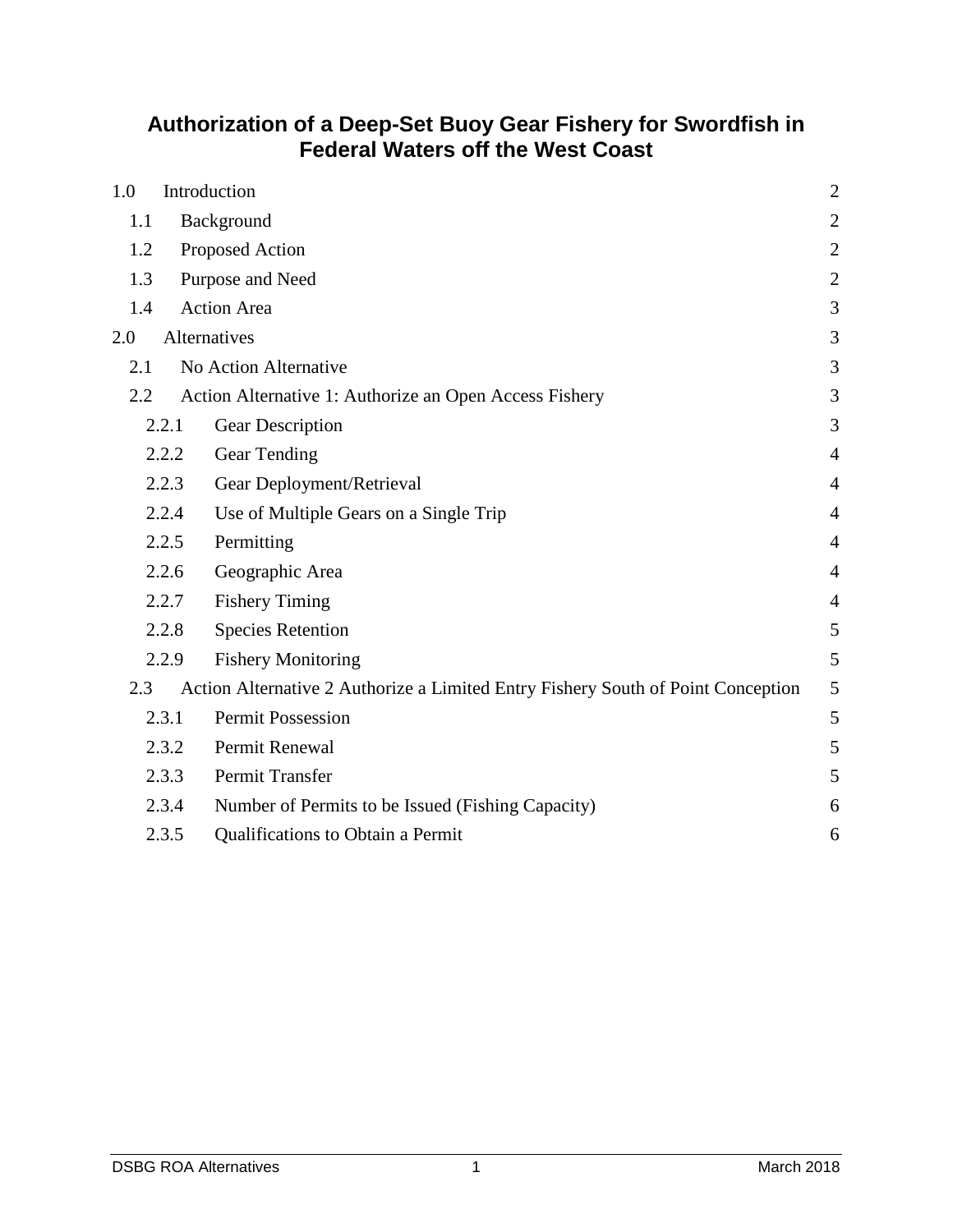# Authorization of a Deep-Set Buoy Gear Fishery for Swordfish in Federal Waters off the West Coast

| | |
|---|---|
| 1.0 Introduction | 2 |
| 1.1 Background | 2 |
| 1.2 Proposed Action | 2 |
| 1.3 Purpose and Need | 2 |
| 1.4 Action Area | 3 |
| 2.0 Alternatives | 3 |
| 2.1 No Action Alternative | 3 |
| 2.2 Action Alternative 1: Authorize an Open Access Fishery | 3 |
| 2.2.1 Gear Description | 3 |
| 2.2.2 Gear Tending | 4 |
| 2.2.3 Gear Deployment/Retrieval | 4 |
| 2.2.4 Use of Multiple Gears on a Single Trip | 4 |
| 2.2.5 Permitting | 4 |
| 2.2.6 Geographic Area | 4 |
| 2.2.7 Fishery Timing | 4 |
| 2.2.8 Species Retention | 5 |
| 2.2.9 Fishery Monitoring | 5 |
| 2.3 Action Alternative 2 Authorize a Limited Entry Fishery South of Point Conception | 5 |
| 2.3.1 Permit Possession | 5 |
| 2.3.2 Permit Renewal | 5 |
| 2.3.3 Permit Transfer | 5 |
| 2.3.4 Number of Permits to be Issued (Fishing Capacity) | 6 |
| 2.3.5 Qualifications to Obtain a Permit | 6 |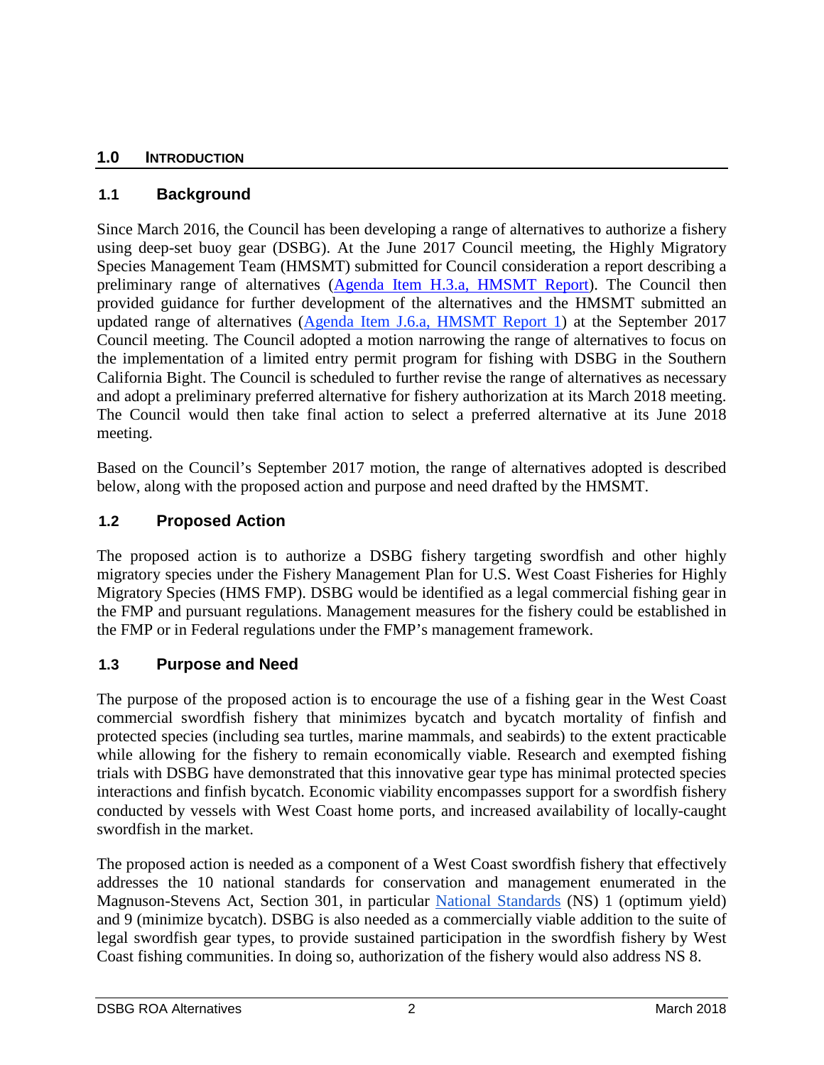## 1.0 INTRODUCTION

### 1.1 Background

Since March 2016, the Council has been developing a range of alternatives to authorize a fishery using deep-set buoy gear (DSBG). At the June 2017 Council meeting, the Highly Migratory Species Management Team (HMSMT) submitted for Council consideration a report describing a preliminary range of alternatives (Agenda Item H.3.a, HMSMT Report). The Council then provided guidance for further development of the alternatives and the HMSMT submitted an updated range of alternatives (Agenda Item J.6.a, HMSMT Report 1) at the September 2017 Council meeting. The Council adopted a motion narrowing the range of alternatives to focus on the implementation of a limited entry permit program for fishing with DSBG in the Southern California Bight. The Council is scheduled to further revise the range of alternatives as necessary and adopt a preliminary preferred alternative for fishery authorization at its March 2018 meeting. The Council would then take final action to select a preferred alternative at its June 2018 meeting.

Based on the Council's September 2017 motion, the range of alternatives adopted is described below, along with the proposed action and purpose and need drafted by the HMSMT.

### 1.2 Proposed Action

The proposed action is to authorize a DSBG fishery targeting swordfish and other highly migratory species under the Fishery Management Plan for U.S. West Coast Fisheries for Highly Migratory Species (HMS FMP). DSBG would be identified as a legal commercial fishing gear in the FMP and pursuant regulations. Management measures for the fishery could be established in the FMP or in Federal regulations under the FMP's management framework.

### 1.3 Purpose and Need

The purpose of the proposed action is to encourage the use of a fishing gear in the West Coast commercial swordfish fishery that minimizes bycatch and bycatch mortality of finfish and protected species (including sea turtles, marine mammals, and seabirds) to the extent practicable while allowing for the fishery to remain economically viable. Research and exempted fishing trials with DSBG have demonstrated that this innovative gear type has minimal protected species interactions and finfish bycatch. Economic viability encompasses support for a swordfish fishery conducted by vessels with West Coast home ports, and increased availability of locally-caught swordfish in the market.

The proposed action is needed as a component of a West Coast swordfish fishery that effectively addresses the 10 national standards for conservation and management enumerated in the Magnuson-Stevens Act, Section 301, in particular National Standards (NS) 1 (optimum yield) and 9 (minimize bycatch). DSBG is also needed as a commercially viable addition to the suite of legal swordfish gear types, to provide sustained participation in the swordfish fishery by West Coast fishing communities. In doing so, authorization of the fishery would also address NS 8.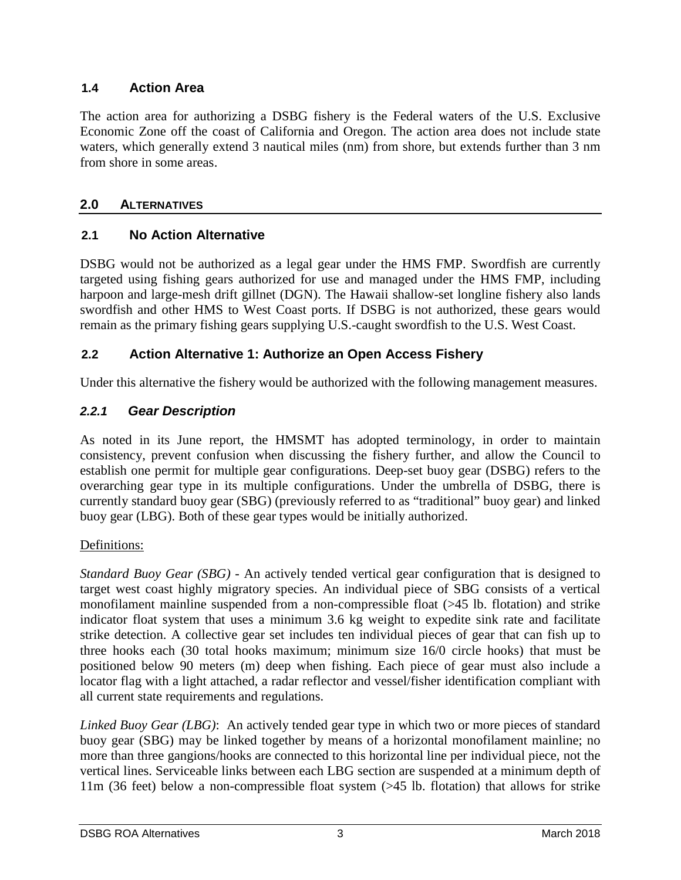### 1.4 Action Area

The action area for authorizing a DSBG fishery is the Federal waters of the U.S. Exclusive Economic Zone off the coast of California and Oregon. The action area does not include state waters, which generally extend 3 nautical miles (nm) from shore, but extends further than 3 nm from shore in some areas.

## 2.0 ALTERNATIVES

### 2.1 No Action Alternative

DSBG would not be authorized as a legal gear under the HMS FMP. Swordfish are currently targeted using fishing gears authorized for use and managed under the HMS FMP, including harpoon and large-mesh drift gillnet (DGN). The Hawaii shallow-set longline fishery also lands swordfish and other HMS to West Coast ports. If DSBG is not authorized, these gears would remain as the primary fishing gears supplying U.S.-caught swordfish to the U.S. West Coast.

### 2.2 Action Alternative 1: Authorize an Open Access Fishery

Under this alternative the fishery would be authorized with the following management measures.

#### *2.2.1 Gear Description*

As noted in its June report, the HMSMT has adopted terminology, in order to maintain consistency, prevent confusion when discussing the fishery further, and allow the Council to establish one permit for multiple gear configurations. Deep-set buoy gear (DSBG) refers to the overarching gear type in its multiple configurations. Under the umbrella of DSBG, there is currently standard buoy gear (SBG) (previously referred to as "traditional" buoy gear) and linked buoy gear (LBG). Both of these gear types would be initially authorized.

Definitions:

*Standard Buoy Gear (SBG)* - An actively tended vertical gear configuration that is designed to target west coast highly migratory species. An individual piece of SBG consists of a vertical monofilament mainline suspended from a non-compressible float (>45 lb. flotation) and strike indicator float system that uses a minimum 3.6 kg weight to expedite sink rate and facilitate strike detection. A collective gear set includes ten individual pieces of gear that can fish up to three hooks each (30 total hooks maximum; minimum size 16/0 circle hooks) that must be positioned below 90 meters (m) deep when fishing. Each piece of gear must also include a locator flag with a light attached, a radar reflector and vessel/fisher identification compliant with all current state requirements and regulations.

*Linked Buoy Gear (LBG)*: An actively tended gear type in which two or more pieces of standard buoy gear (SBG) may be linked together by means of a horizontal monofilament mainline; no more than three gangions/hooks are connected to this horizontal line per individual piece, not the vertical lines. Serviceable links between each LBG section are suspended at a minimum depth of 11m (36 feet) below a non-compressible float system (>45 lb. flotation) that allows for strike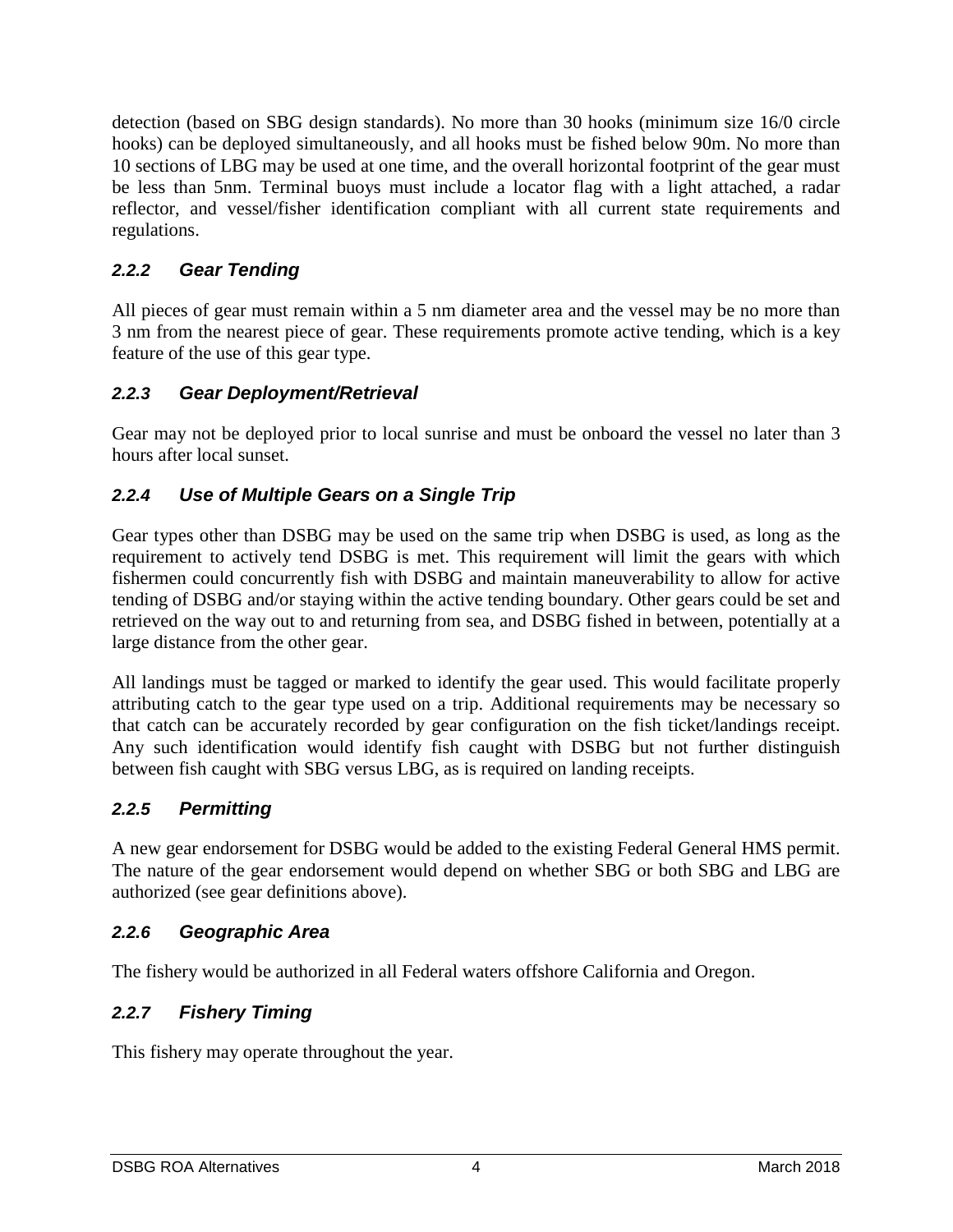detection (based on SBG design standards). No more than 30 hooks (minimum size 16/0 circle hooks) can be deployed simultaneously, and all hooks must be fished below 90m. No more than 10 sections of LBG may be used at one time, and the overall horizontal footprint of the gear must be less than 5nm. Terminal buoys must include a locator flag with a light attached, a radar reflector, and vessel/fisher identification compliant with all current state requirements and regulations.

### *2.2.2 Gear Tending*

All pieces of gear must remain within a 5 nm diameter area and the vessel may be no more than 3 nm from the nearest piece of gear. These requirements promote active tending, which is a key feature of the use of this gear type.

### *2.2.3 Gear Deployment/Retrieval*

Gear may not be deployed prior to local sunrise and must be onboard the vessel no later than 3 hours after local sunset.

### *2.2.4 Use of Multiple Gears on a Single Trip*

Gear types other than DSBG may be used on the same trip when DSBG is used, as long as the requirement to actively tend DSBG is met. This requirement will limit the gears with which fishermen could concurrently fish with DSBG and maintain maneuverability to allow for active tending of DSBG and/or staying within the active tending boundary. Other gears could be set and retrieved on the way out to and returning from sea, and DSBG fished in between, potentially at a large distance from the other gear.

All landings must be tagged or marked to identify the gear used. This would facilitate properly attributing catch to the gear type used on a trip. Additional requirements may be necessary so that catch can be accurately recorded by gear configuration on the fish ticket/landings receipt. Any such identification would identify fish caught with DSBG but not further distinguish between fish caught with SBG versus LBG, as is required on landing receipts.

### *2.2.5 Permitting*

A new gear endorsement for DSBG would be added to the existing Federal General HMS permit. The nature of the gear endorsement would depend on whether SBG or both SBG and LBG are authorized (see gear definitions above).

### *2.2.6 Geographic Area*

The fishery would be authorized in all Federal waters offshore California and Oregon.

### *2.2.7 Fishery Timing*

This fishery may operate throughout the year.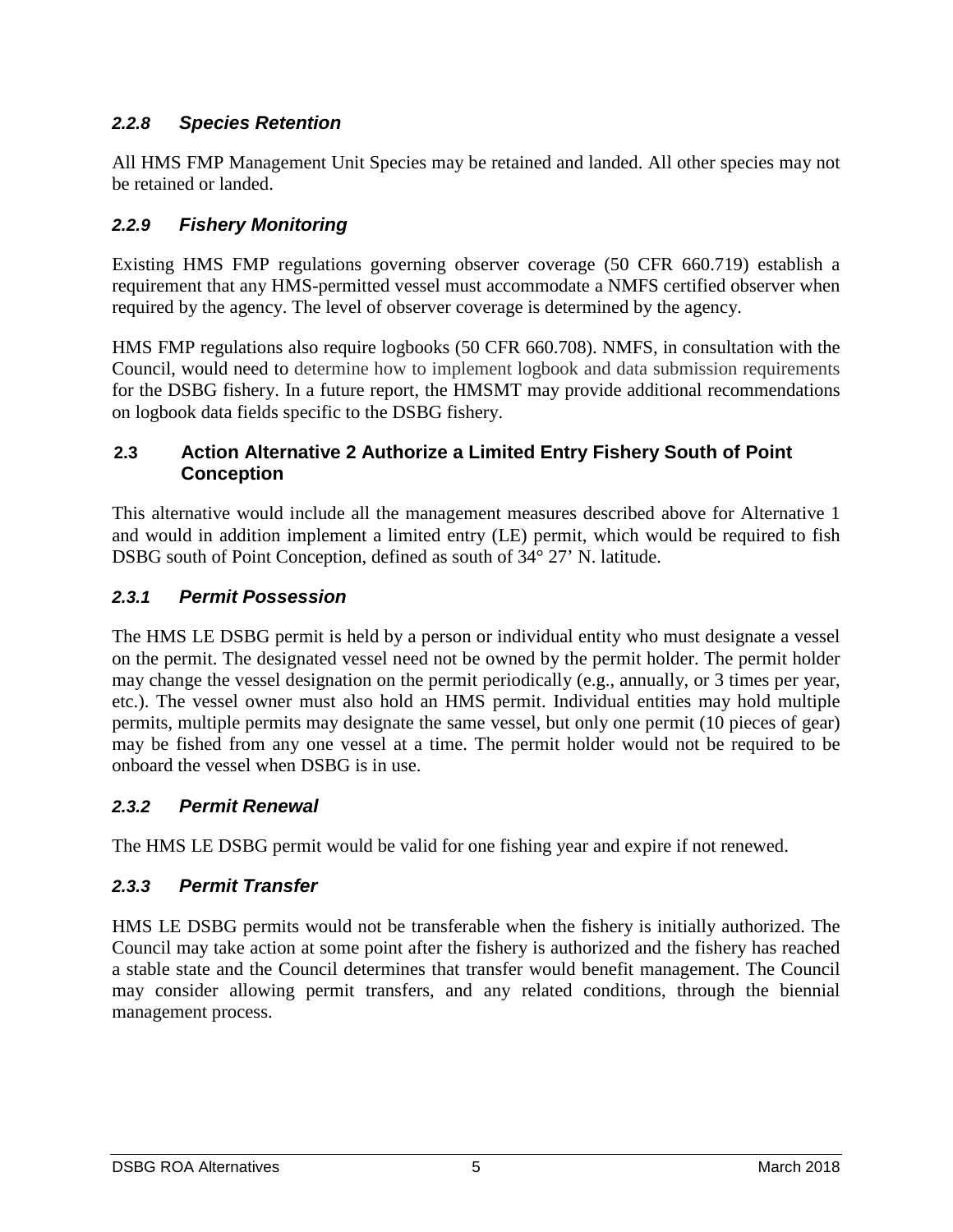### *2.2.8 Species Retention*

All HMS FMP Management Unit Species may be retained and landed. All other species may not be retained or landed.

### *2.2.9 Fishery Monitoring*

Existing HMS FMP regulations governing observer coverage (50 CFR 660.719) establish a requirement that any HMS-permitted vessel must accommodate a NMFS certified observer when required by the agency. The level of observer coverage is determined by the agency.

HMS FMP regulations also require logbooks (50 CFR 660.708). NMFS, in consultation with the Council, would need to determine how to implement logbook and data submission requirements for the DSBG fishery. In a future report, the HMSMT may provide additional recommendations on logbook data fields specific to the DSBG fishery.

## 2.3 Action Alternative 2 Authorize a Limited Entry Fishery South of Point Conception

This alternative would include all the management measures described above for Alternative 1 and would in addition implement a limited entry (LE) permit, which would be required to fish DSBG south of Point Conception, defined as south of 34° 27' N. latitude.

### *2.3.1 Permit Possession*

The HMS LE DSBG permit is held by a person or individual entity who must designate a vessel on the permit. The designated vessel need not be owned by the permit holder. The permit holder may change the vessel designation on the permit periodically (e.g., annually, or 3 times per year, etc.). The vessel owner must also hold an HMS permit. Individual entities may hold multiple permits, multiple permits may designate the same vessel, but only one permit (10 pieces of gear) may be fished from any one vessel at a time. The permit holder would not be required to be onboard the vessel when DSBG is in use.

### *2.3.2 Permit Renewal*

The HMS LE DSBG permit would be valid for one fishing year and expire if not renewed.

### *2.3.3 Permit Transfer*

HMS LE DSBG permits would not be transferable when the fishery is initially authorized. The Council may take action at some point after the fishery is authorized and the fishery has reached a stable state and the Council determines that transfer would benefit management. The Council may consider allowing permit transfers, and any related conditions, through the biennial management process.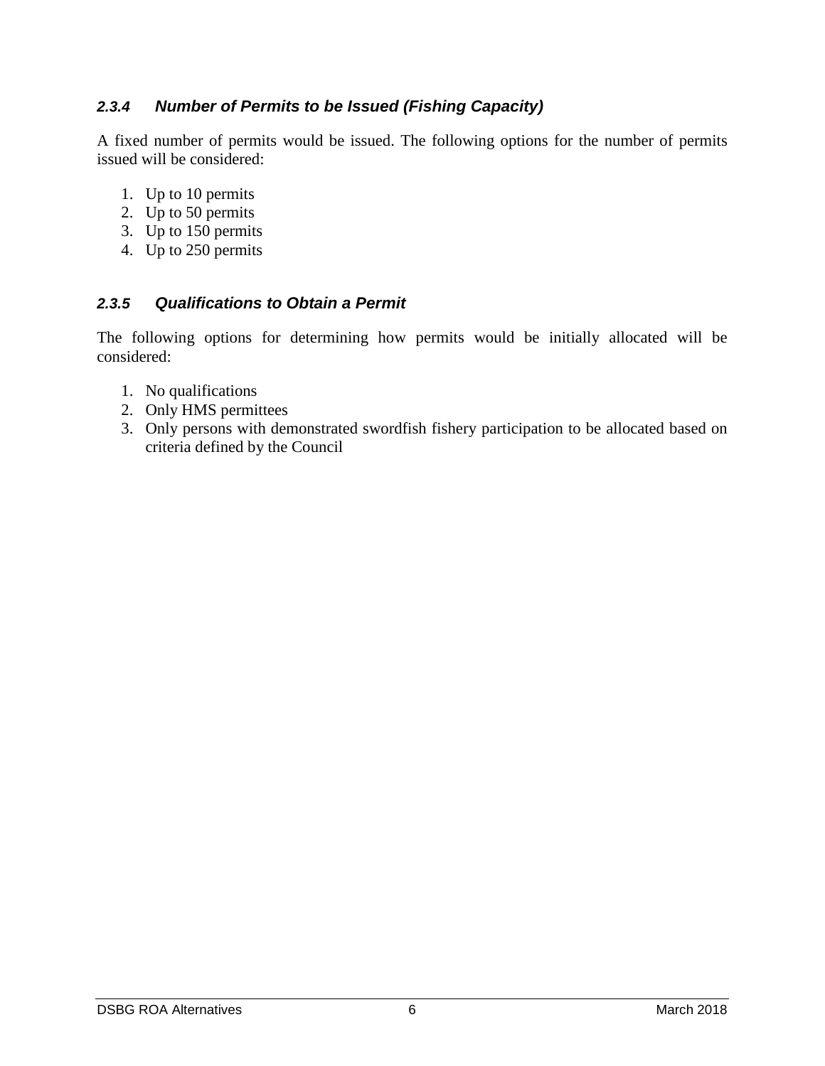### *2.3.4 Number of Permits to be Issued (Fishing Capacity)*

A fixed number of permits would be issued. The following options for the number of permits issued will be considered:

1. Up to 10 permits
2. Up to 50 permits
3. Up to 150 permits
4. Up to 250 permits

### *2.3.5 Qualifications to Obtain a Permit*

The following options for determining how permits would be initially allocated will be considered:

1. No qualifications
2. Only HMS permittees
3. Only persons with demonstrated swordfish fishery participation to be allocated based on criteria defined by the Council